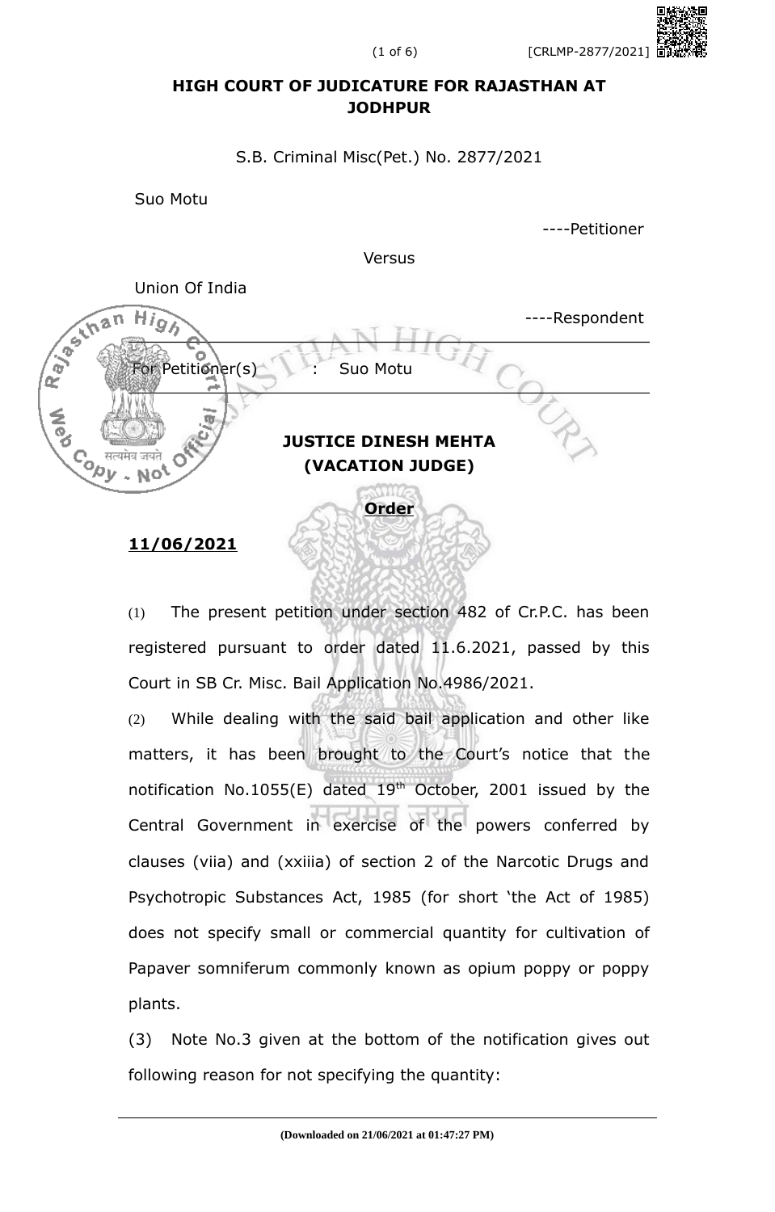# HIGH COURT OF JUDICATURE FOR RAJASTHAN AT JODHPUR

S.B. Criminal Misc(Pet.) No. 2877/2021

Suo Motu

----Petitioner

Versus

Union Of India

----Respondent

For Petitioner(s) : Suo Motu

**JUSTICE DINESH MEHTA**
**(VACATION JUDGE)**

**Order**

**11/06/2021**

(1) The present petition under section 482 of Cr.P.C. has been registered pursuant to order dated 11.6.2021, passed by this Court in SB Cr. Misc. Bail Application No.4986/2021.

(2) While dealing with the said bail application and other like matters, it has been brought to the Court's notice that the notification No.1055(E) dated 19th October, 2001 issued by the Central Government in exercise of the powers conferred by clauses (viia) and (xxiiia) of section 2 of the Narcotic Drugs and Psychotropic Substances Act, 1985 (for short 'the Act of 1985) does not specify small or commercial quantity for cultivation of Papaver somniferum commonly known as opium poppy or poppy plants.

(3) Note No.3 given at the bottom of the notification gives out following reason for not specifying the quantity: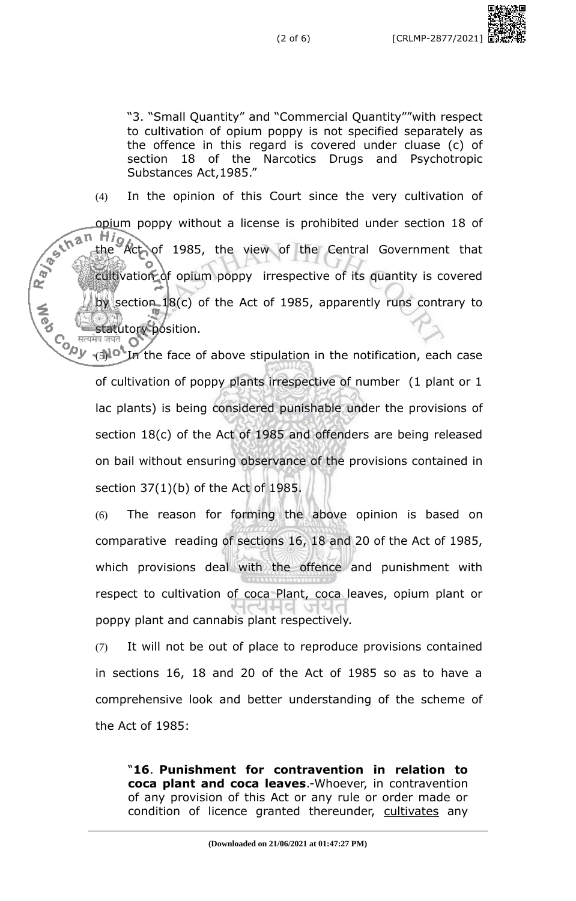> "3. "Small Quantity" and "Commercial Quantity""with respect to cultivation of opium poppy is not specified separately as the offence in this regard is covered under cluase (c) of section 18 of the Narcotics Drugs and Psychotropic Substances Act,1985."

(4) In the opinion of this Court since the very cultivation of opium poppy without a license is prohibited under section 18 of the Act of 1985, the view of the Central Government that cultivation of opium poppy irrespective of its quantity is covered by section 18(c) of the Act of 1985, apparently runs contrary to statutory position.

(5) In the face of above stipulation in the notification, each case of cultivation of poppy plants irrespective of number (1 plant or 1 lac plants) is being considered punishable under the provisions of section 18(c) of the Act of 1985 and offenders are being released on bail without ensuring observance of the provisions contained in section 37(1)(b) of the Act of 1985.

(6) The reason for forming the above opinion is based on comparative reading of sections 16, 18 and 20 of the Act of 1985, which provisions deal with the offence and punishment with respect to cultivation of coca Plant, coca leaves, opium plant or poppy plant and cannabis plant respectively.

(7) It will not be out of place to reproduce provisions contained in sections 16, 18 and 20 of the Act of 1985 so as to have a comprehensive look and better understanding of the scheme of the Act of 1985:

> "**16**. **Punishment for contravention in relation to coca plant and coca leaves**.-Whoever, in contravention of any provision of this Act or any rule or order made or condition of licence granted thereunder, cultivates any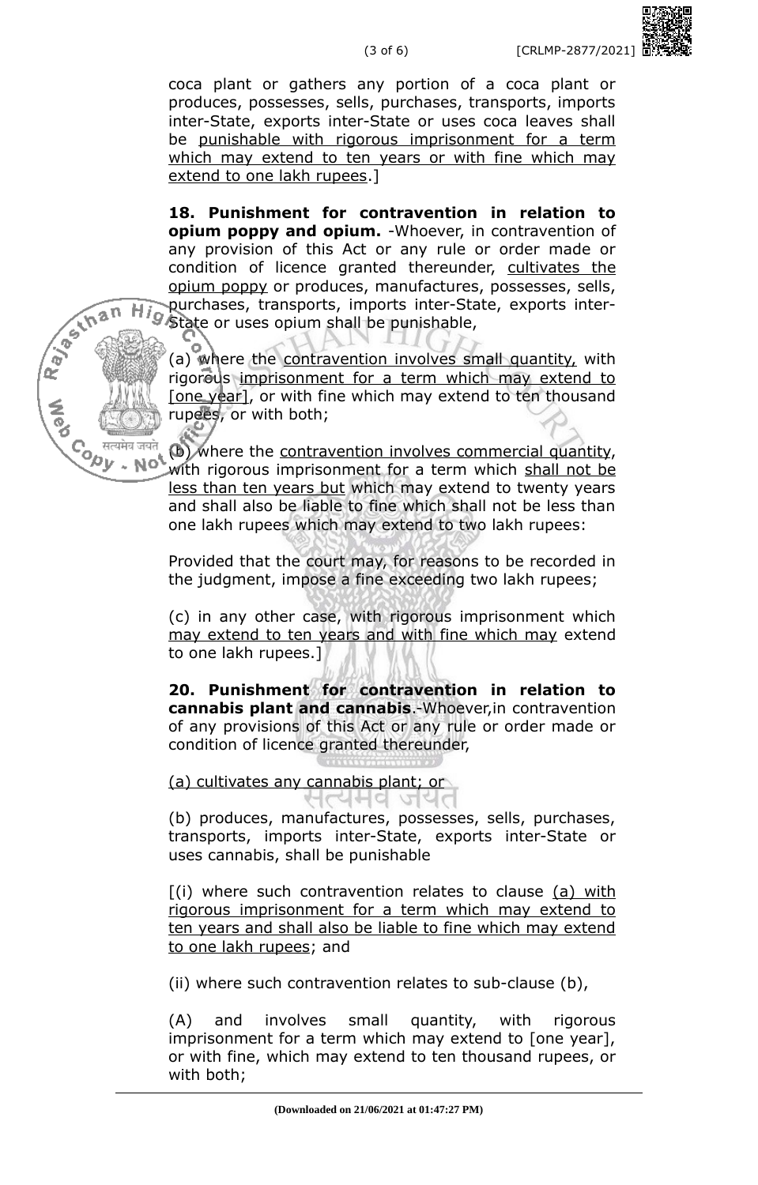coca plant or gathers any portion of a coca plant or produces, possesses, sells, purchases, transports, imports inter-State, exports inter-State or uses coca leaves shall be <u>punishable with rigorous imprisonment for a term which may extend to ten years or with fine which may extend to one lakh rupees</u>.]

**18. Punishment for contravention in relation to opium poppy and opium.** -Whoever, in contravention of any provision of this Act or any rule or order made or condition of licence granted thereunder, <u>cultivates the opium poppy</u> or produces, manufactures, possesses, sells, purchases, transports, imports inter-State, exports inter-State or uses opium shall be punishable,

(a) where the <u>contravention involves small quantity,</u> with rigorous <u>imprisonment for a term which may extend to [one year]</u>, or with fine which may extend to ten thousand rupees, or with both;

(b) where the <u>contravention involves commercial quantity</u>, with rigorous imprisonment for a term which <u>shall not be less than ten years but</u> which may extend to twenty years and shall also be liable to fine which shall not be less than one lakh rupees which may extend to two lakh rupees:

Provided that the court may, for reasons to be recorded in the judgment, impose a fine exceeding two lakh rupees;

(c) in any other case, with rigorous imprisonment which <u>may extend to ten years and with fine which may</u> extend to one lakh rupees.]

**20. Punishment for contravention in relation to cannabis plant and cannabis**.-Whoever,in contravention of any provisions of this Act or any rule or order made or condition of licence granted thereunder,

<u>(a) cultivates any cannabis plant; or</u>

(b) produces, manufactures, possesses, sells, purchases, transports, imports inter-State, exports inter-State or uses cannabis, shall be punishable

[(i) where such contravention relates to clause <u>(a) with rigorous imprisonment for a term which may extend to ten years and shall also be liable to fine which may extend to one lakh rupees</u>; and

(ii) where such contravention relates to sub-clause (b),

(A) and involves small quantity, with rigorous imprisonment for a term which may extend to [one year], or with fine, which may extend to ten thousand rupees, or with both;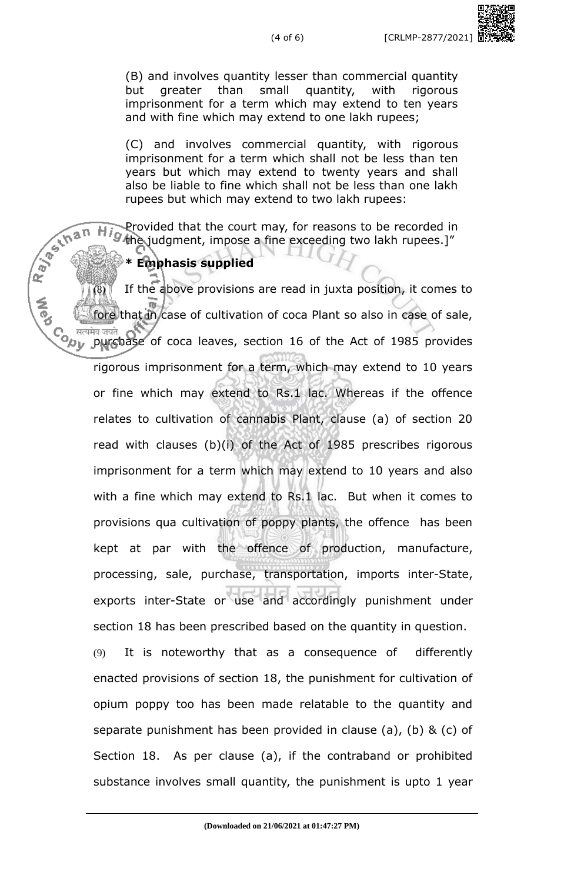(B) and involves quantity lesser than commercial quantity but greater than small quantity, with rigorous imprisonment for a term which may extend to ten years and with fine which may extend to one lakh rupees;

(C) and involves commercial quantity, with rigorous imprisonment for a term which shall not be less than ten years but which may extend to twenty years and shall also be liable to fine which shall not be less than one lakh rupees but which may extend to two lakh rupees:

Provided that the court may, for reasons to be recorded in the judgment, impose a fine exceeding two lakh rupees.]"

**\* Emphasis supplied**

(8) If the above provisions are read in juxta position, it comes to fore that in case of cultivation of coca Plant so also in case of sale, purchase of coca leaves, section 16 of the Act of 1985 provides rigorous imprisonment for a term, which may extend to 10 years or fine which may extend to Rs.1 lac. Whereas if the offence relates to cultivation of cannabis Plant, clause (a) of section 20 read with clauses (b)(i) of the Act of 1985 prescribes rigorous imprisonment for a term which may extend to 10 years and also with a fine which may extend to Rs.1 lac. But when it comes to provisions qua cultivation of poppy plants, the offence has been kept at par with the offence of production, manufacture, processing, sale, purchase, transportation, imports inter-State, exports inter-State or use and accordingly punishment under section 18 has been prescribed based on the quantity in question.

(9) It is noteworthy that as a consequence of differently enacted provisions of section 18, the punishment for cultivation of opium poppy too has been made relatable to the quantity and separate punishment has been provided in clause (a), (b) & (c) of Section 18. As per clause (a), if the contraband or prohibited substance involves small quantity, the punishment is upto 1 year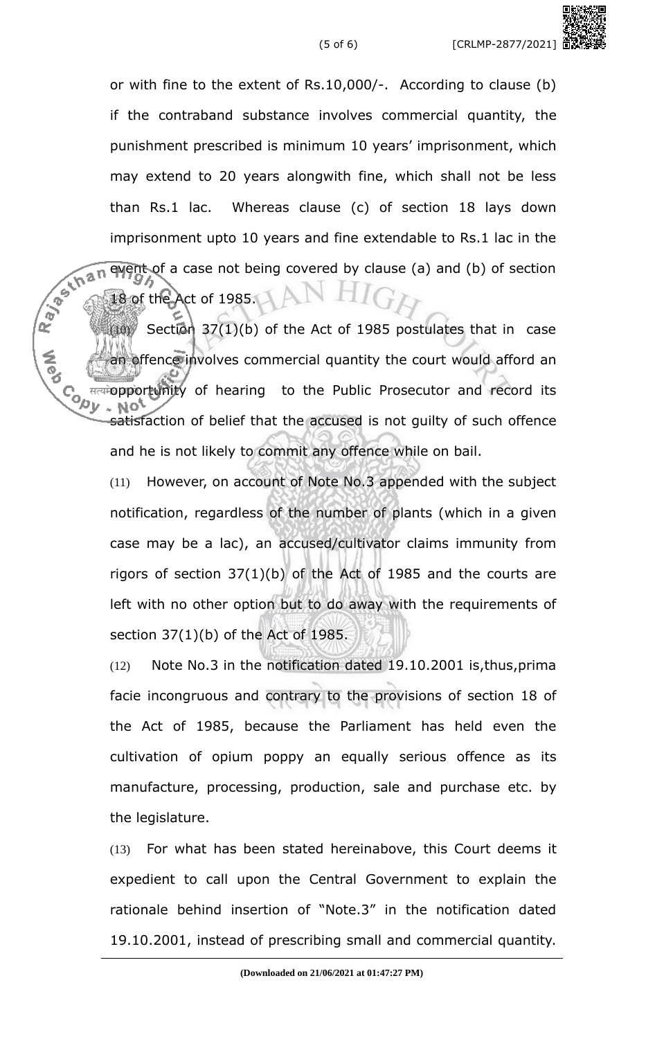or with fine to the extent of Rs.10,000/-. According to clause (b) if the contraband substance involves commercial quantity, the punishment prescribed is minimum 10 years' imprisonment, which may extend to 20 years alongwith fine, which shall not be less than Rs.1 lac. Whereas clause (c) of section 18 lays down imprisonment upto 10 years and fine extendable to Rs.1 lac in the event of a case not being covered by clause (a) and (b) of section 18 of the Act of 1985.

(10) Section 37(1)(b) of the Act of 1985 postulates that in case an offence involves commercial quantity the court would afford an opportunity of hearing to the Public Prosecutor and record its satisfaction of belief that the accused is not guilty of such offence and he is not likely to commit any offence while on bail.

(11) However, on account of Note No.3 appended with the subject notification, regardless of the number of plants (which in a given case may be a lac), an accused/cultivator claims immunity from rigors of section 37(1)(b) of the Act of 1985 and the courts are left with no other option but to do away with the requirements of section 37(1)(b) of the Act of 1985.

(12) Note No.3 in the notification dated 19.10.2001 is,thus,prima facie incongruous and contrary to the provisions of section 18 of the Act of 1985, because the Parliament has held even the cultivation of opium poppy an equally serious offence as its manufacture, processing, production, sale and purchase etc. by the legislature.

(13) For what has been stated hereinabove, this Court deems it expedient to call upon the Central Government to explain the rationale behind insertion of "Note.3" in the notification dated 19.10.2001, instead of prescribing small and commercial quantity.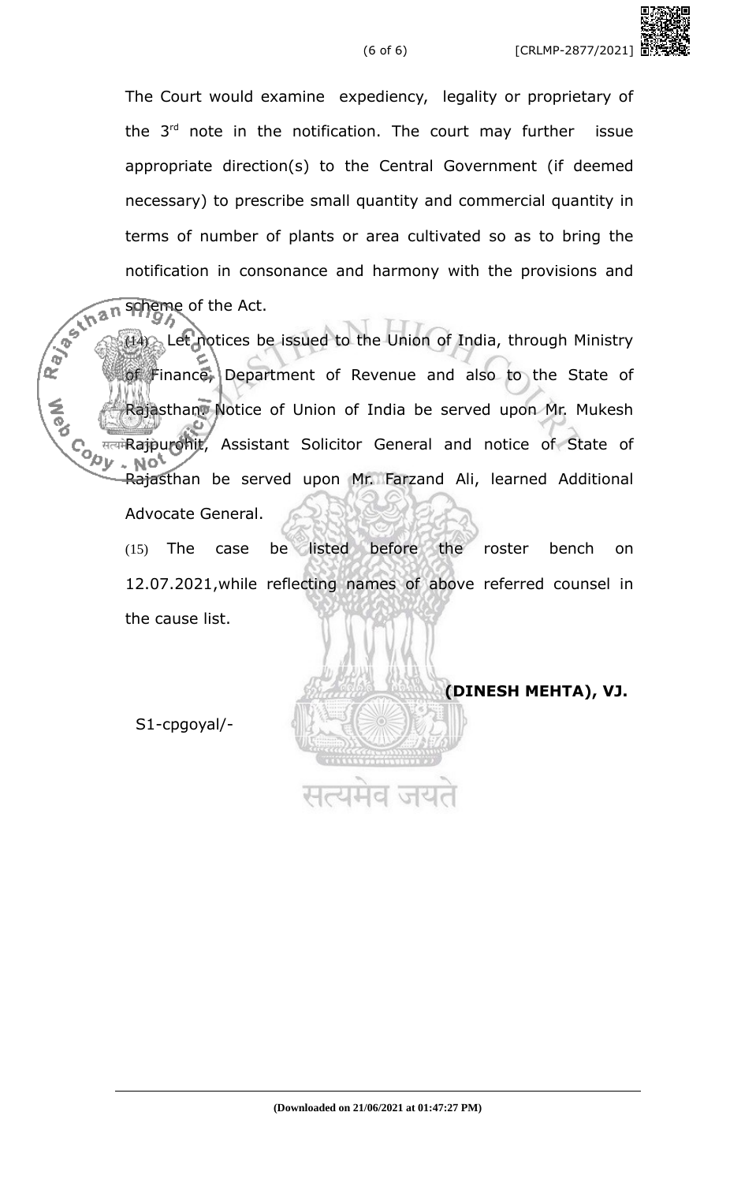The Court would examine expediency, legality or proprietary of the 3rd note in the notification. The court may further issue appropriate direction(s) to the Central Government (if deemed necessary) to prescribe small quantity and commercial quantity in terms of number of plants or area cultivated so as to bring the notification in consonance and harmony with the provisions and scheme of the Act.

(14) Let notices be issued to the Union of India, through Ministry of Finance, Department of Revenue and also to the State of Rajasthan. Notice of Union of India be served upon Mr. Mukesh Rajpurohit, Assistant Solicitor General and notice of State of Rajasthan be served upon Mr. Farzand Ali, learned Additional Advocate General.

(15) The case be listed before the roster bench on 12.07.2021,while reflecting names of above referred counsel in the cause list.

**(DINESH MEHTA), VJ.**

S1-cpgoyal/-